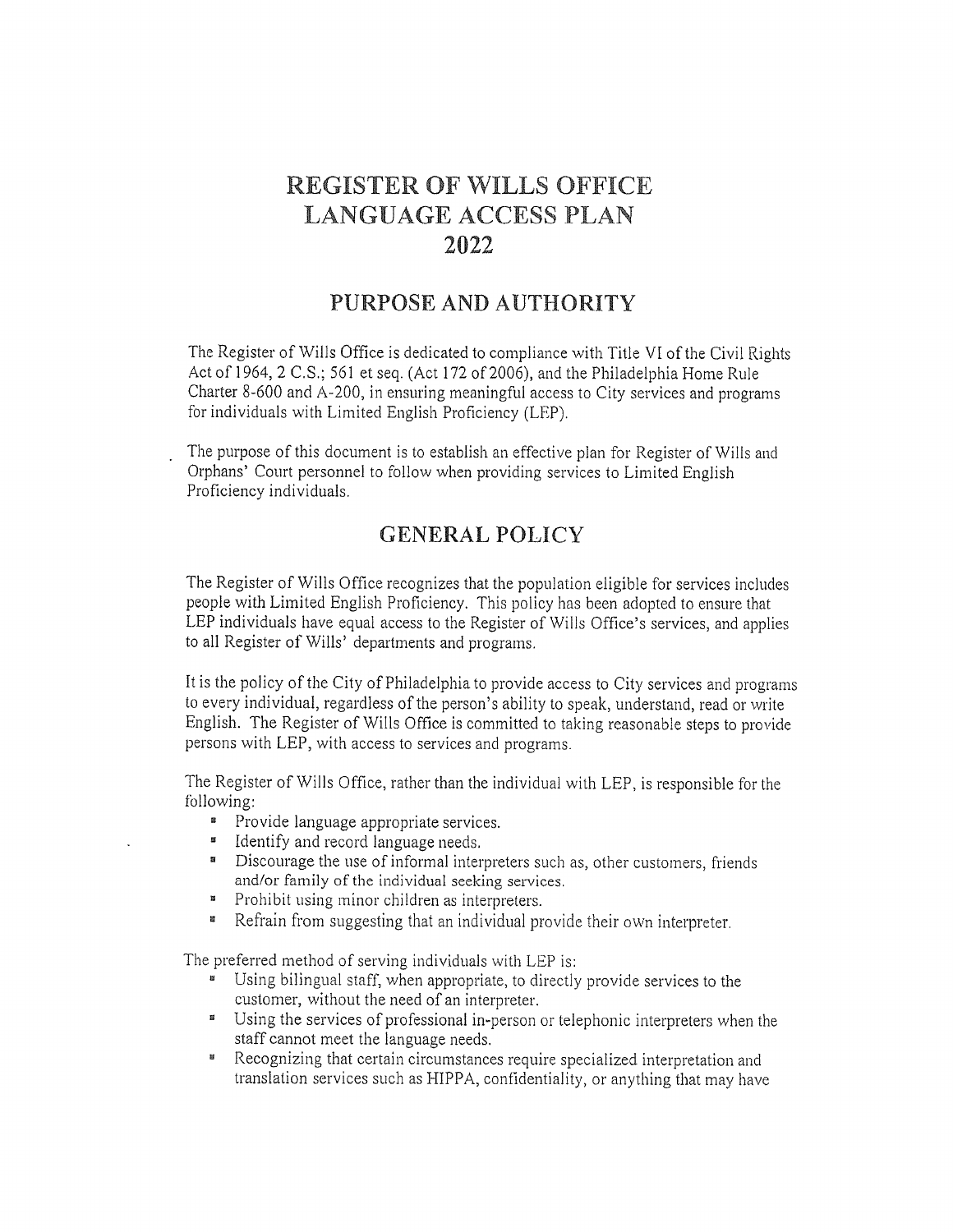# REGISTER OF WILLS OFFICE LANGUAGE ACCESS PLAN 2022

## PURPOSE AND AUTHORITY

The Register of Wills Office is dedicated to compliance with Title VI of the Civil Rights Act of 1964, 2 C.S.; 561 et seq. (Act 172 of 2006), and the Philadelphia Home Rule Charter 8-600 and A-200, in ensuring meaningful access to City services and programs for individuals with Limited English Proficiency (LEP).

The purpose of this document is to establish an effective plan for Register of Wills and Orphans' Court personnel to follow when providing services to Limited English Proficiency individuals.

## GENERAL POLICY

The Register of Wills Office recognizes that the population eligible for services includes people with Limited English Proficiency. This policy has been adopted to ensure that LEP individuals have equal access to the Register of Wills Office's services, and applies to all Register of Wills' departments and programs.

It is the policy of the City of Philadelphia to provide access to City services and programs to every individual, regardless of the person's ability to speak, understand, read or write English. The Register of Wills Office is committed to taking reasonable steps to provide persons with LEP, with access to services and programs.

The Register of Wills Office, rather than the individual with LEP, is responsible for the following:

- Provide language appropriate services.
- Identify and record language needs.
- Discourage the use of informal interpreters such as, other customers, friends and/or family of the individual seeking services.
- Prohibit using minor children as interpreters.
- Refrain from suggesting that an individual provide their own interpreter.

The preferred method of serving individuals with LEP is:

- Using bilingual staff, when appropriate, to directly provide services to the customer, without the need of an interpreter.
- Using the services of professional in-person or telephonic interpreters when the staff cannot meet the language needs.
- Recognizing that certain circumstances require specialized interpretation and translation services such as HIPPA, confidentiality, or anything that may have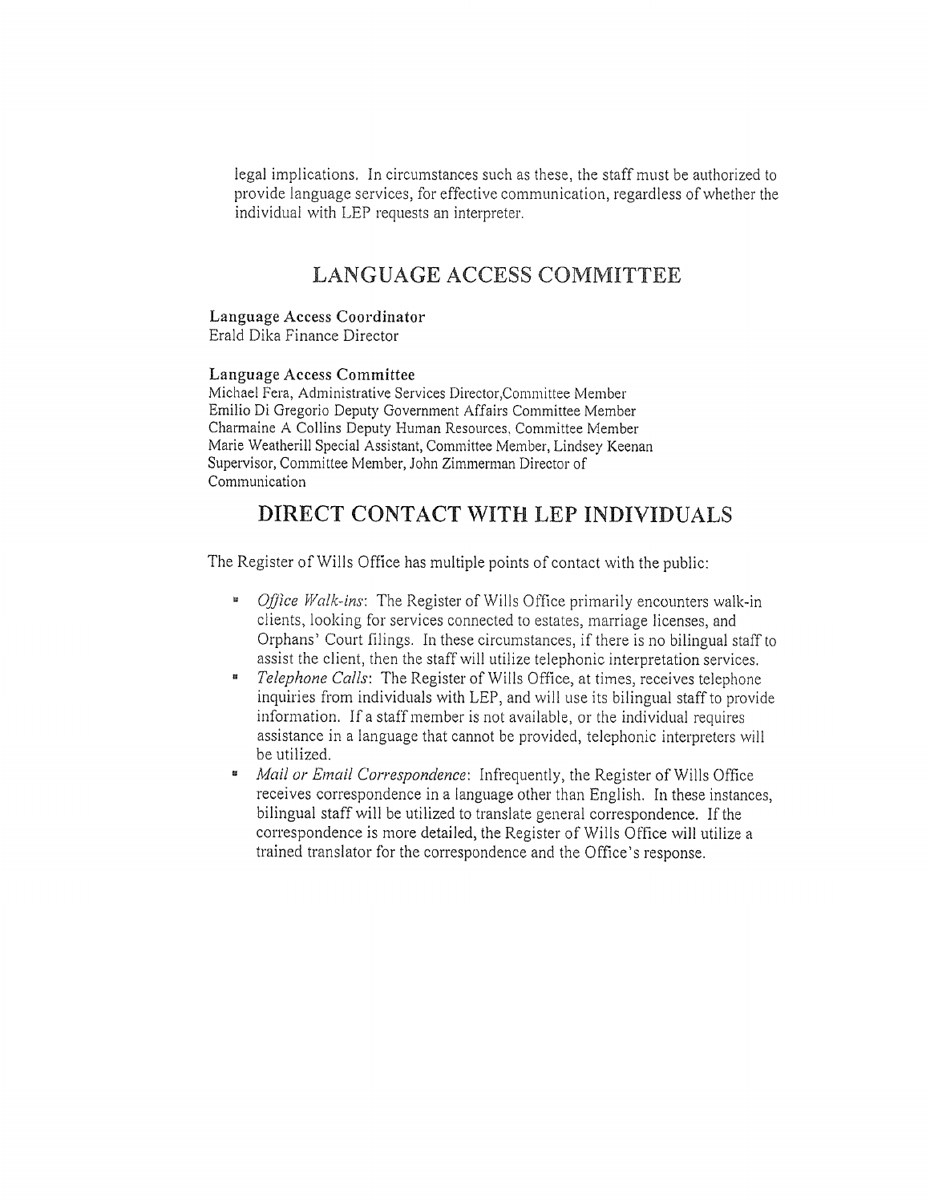legal implications. In circumstances such as these, the staff must be authorized to provide language services, for effective communication, regardless of whether the individual with LEP requests an interpreter.

## LANGUAGE ACCESS COMMITTEE

**Language Access Coordinator**
Erald Dika Finance Director

**Language Access Committee**
Michael Fera, Administrative Services Director,Committee Member
Emilio Di Gregorio Deputy Government Affairs Committee Member
Charmaine A Collins Deputy Human Resources, Committee Member
Marie Weatherill Special Assistant, Committee Member, Lindsey Keenan Supervisor, Committee Member, John Zimmerman Director of Communication

## DIRECT CONTACT WITH LEP INDIVIDUALS

The Register of Wills Office has multiple points of contact with the public:

- *Office Walk-ins*: The Register of Wills Office primarily encounters walk-in clients, looking for services connected to estates, marriage licenses, and Orphans' Court filings. In these circumstances, if there is no bilingual staff to assist the client, then the staff will utilize telephonic interpretation services.
- *Telephone Calls*: The Register of Wills Office, at times, receives telephone inquiries from individuals with LEP, and will use its bilingual staff to provide information. If a staff member is not available, or the individual requires assistance in a language that cannot be provided, telephonic interpreters will be utilized.
- *Mail or Email Correspondence*: Infrequently, the Register of Wills Office receives correspondence in a language other than English. In these instances, bilingual staff will be utilized to translate general correspondence. If the correspondence is more detailed, the Register of Wills Office will utilize a trained translator for the correspondence and the Office's response.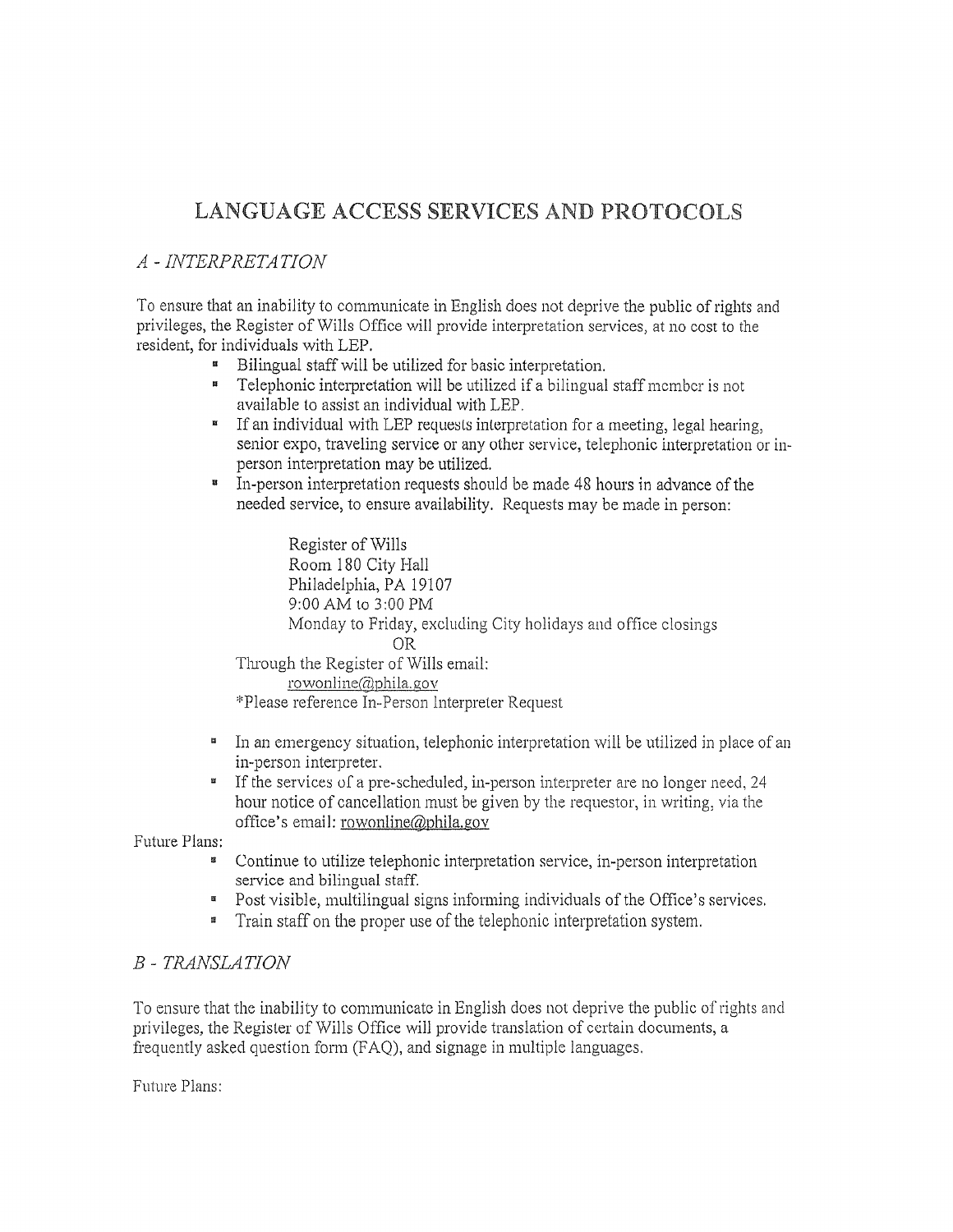# LANGUAGE ACCESS SERVICES AND PROTOCOLS

## *A - INTERPRETATION*

To ensure that an inability to communicate in English does not deprive the public of rights and privileges, the Register of Wills Office will provide interpretation services, at no cost to the resident, for individuals with LEP.

- Bilingual staff will be utilized for basic interpretation.
- Telephonic interpretation will be utilized if a bilingual staff member is not available to assist an individual with LEP.
- If an individual with LEP requests interpretation for a meeting, legal hearing, senior expo, traveling service or any other service, telephonic interpretation or in-person interpretation may be utilized.
- In-person interpretation requests should be made 48 hours in advance of the needed service, to ensure availability. Requests may be made in person:

  Register of Wills  
  Room 180 City Hall  
  Philadelphia, PA 19107  
  9:00 AM to 3:00 PM  
  Monday to Friday, excluding City holidays and office closings  
  OR  
  Through the Register of Wills email:  
  rowonline@phila.gov  
  *Please reference In-Person Interpreter Request

- In an emergency situation, telephonic interpretation will be utilized in place of an in-person interpreter.
- If the services of a pre-scheduled, in-person interpreter are no longer need, 24 hour notice of cancellation must be given by the requestor, in writing, via the office's email: rowonline@phila.gov

Future Plans:

- Continue to utilize telephonic interpretation service, in-person interpretation service and bilingual staff.
- Post visible, multilingual signs informing individuals of the Office's services.
- Train staff on the proper use of the telephonic interpretation system.

## *B - TRANSLATION*

To ensure that the inability to communicate in English does not deprive the public of rights and privileges, the Register of Wills Office will provide translation of certain documents, a frequently asked question form (FAQ), and signage in multiple languages.

Future Plans: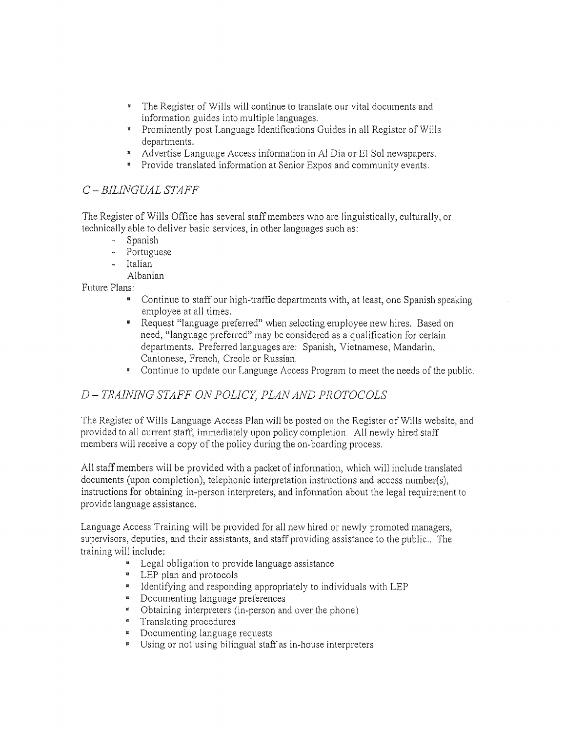- The Register of Wills will continue to translate our vital documents and information guides into multiple languages.
- Prominently post Language Identifications Guides in all Register of Wills departments.
- Advertise Language Access information in Al Dia or El Sol newspapers.
- Provide translated information at Senior Expos and community events.

## *C – BILINGUAL STAFF*

The Register of Wills Office has several staff members who are linguistically, culturally, or technically able to deliver basic services, in other languages such as:

- Spanish
- Portuguese
- Italian
- Albanian

Future Plans:

- Continue to staff our high-traffic departments with, at least, one Spanish speaking employee at all times.
- Request "language preferred" when selecting employee new hires. Based on need, "language preferred" may be considered as a qualification for certain departments. Preferred languages are: Spanish, Vietnamese, Mandarin, Cantonese, French, Creole or Russian.
- Continue to update our Language Access Program to meet the needs of the public.

## *D – TRAINING STAFF ON POLICY, PLAN AND PROTOCOLS*

The Register of Wills Language Access Plan will be posted on the Register of Wills website, and provided to all current staff, immediately upon policy completion. All newly hired staff members will receive a copy of the policy during the on-boarding process.

All staff members will be provided with a packet of information, which will include translated documents (upon completion), telephonic interpretation instructions and access number(s), instructions for obtaining in-person interpreters, and information about the legal requirement to provide language assistance.

Language Access Training will be provided for all new hired or newly promoted managers, supervisors, deputies, and their assistants, and staff providing assistance to the public.. The training will include:

- Legal obligation to provide language assistance
- LEP plan and protocols
- Identifying and responding appropriately to individuals with LEP
- Documenting language preferences
- Obtaining interpreters (in-person and over the phone)
- Translating procedures
- Documenting language requests
- Using or not using bilingual staff as in-house interpreters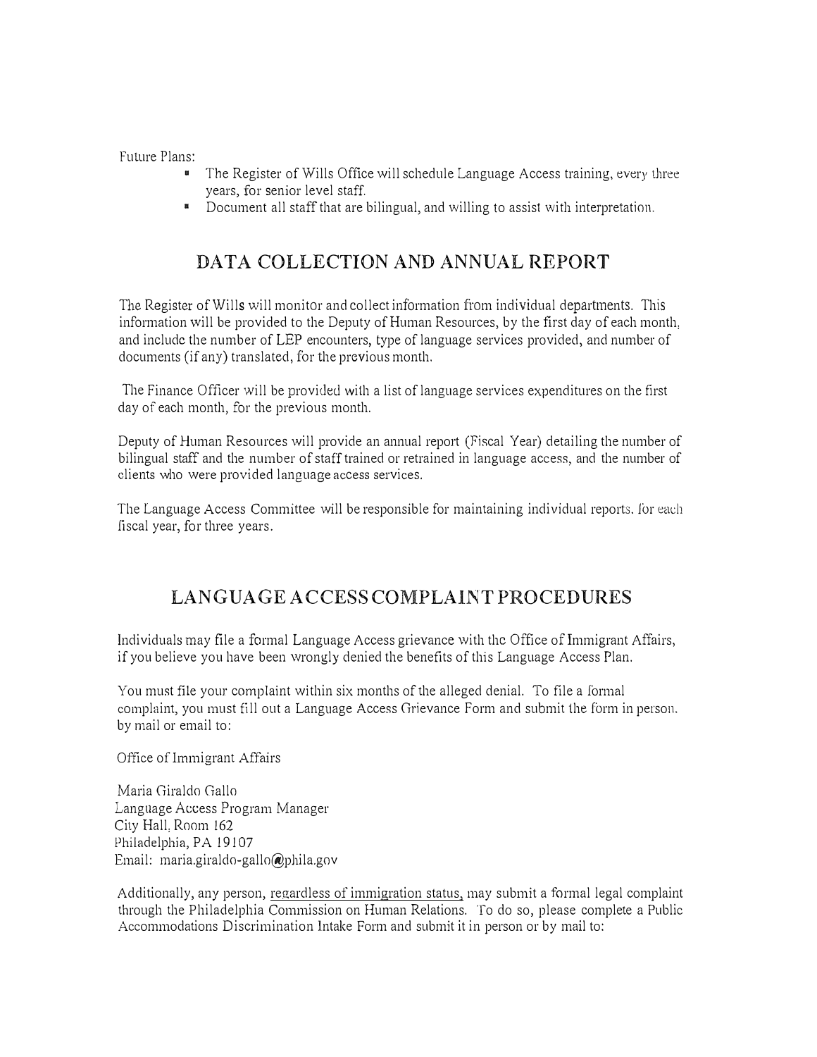Future Plans:

- The Register of Wills Office will schedule Language Access training, every three years, for senior level staff.
- Document all staff that are bilingual, and willing to assist with interpretation.

## DATA COLLECTION AND ANNUAL REPORT

The Register of Wills will monitor and collect information from individual departments. This information will be provided to the Deputy of Human Resources, by the first day of each month, and include the number of LEP encounters, type of language services provided, and number of documents (if any) translated, for the previous month.

The Finance Officer will be provided with a list of language services expenditures on the first day of each month, for the previous month.

Deputy of Human Resources will provide an annual report (Fiscal Year) detailing the number of bilingual staff and the number of staff trained or retrained in language access, and the number of clients who were provided language access services.

The Language Access Committee will be responsible for maintaining individual reports, for each fiscal year, for three years.

## LANGUAGE ACCESS COMPLAINT PROCEDURES

Individuals may file a formal Language Access grievance with the Office of Immigrant Affairs, if you believe you have been wrongly denied the benefits of this Language Access Plan.

You must file your complaint within six months of the alleged denial. To file a formal complaint, you must fill out a Language Access Grievance Form and submit the form in person, by mail or email to:

Office of Immigrant Affairs

Maria Giraldo Gallo  
Language Access Program Manager  
City Hall, Room 162  
Philadelphia, PA 19107  
Email: maria.giraldo-gallo@phila.gov

Additionally, any person, regardless of immigration status, may submit a formal legal complaint through the Philadelphia Commission on Human Relations. To do so, please complete a Public Accommodations Discrimination Intake Form and submit it in person or by mail to: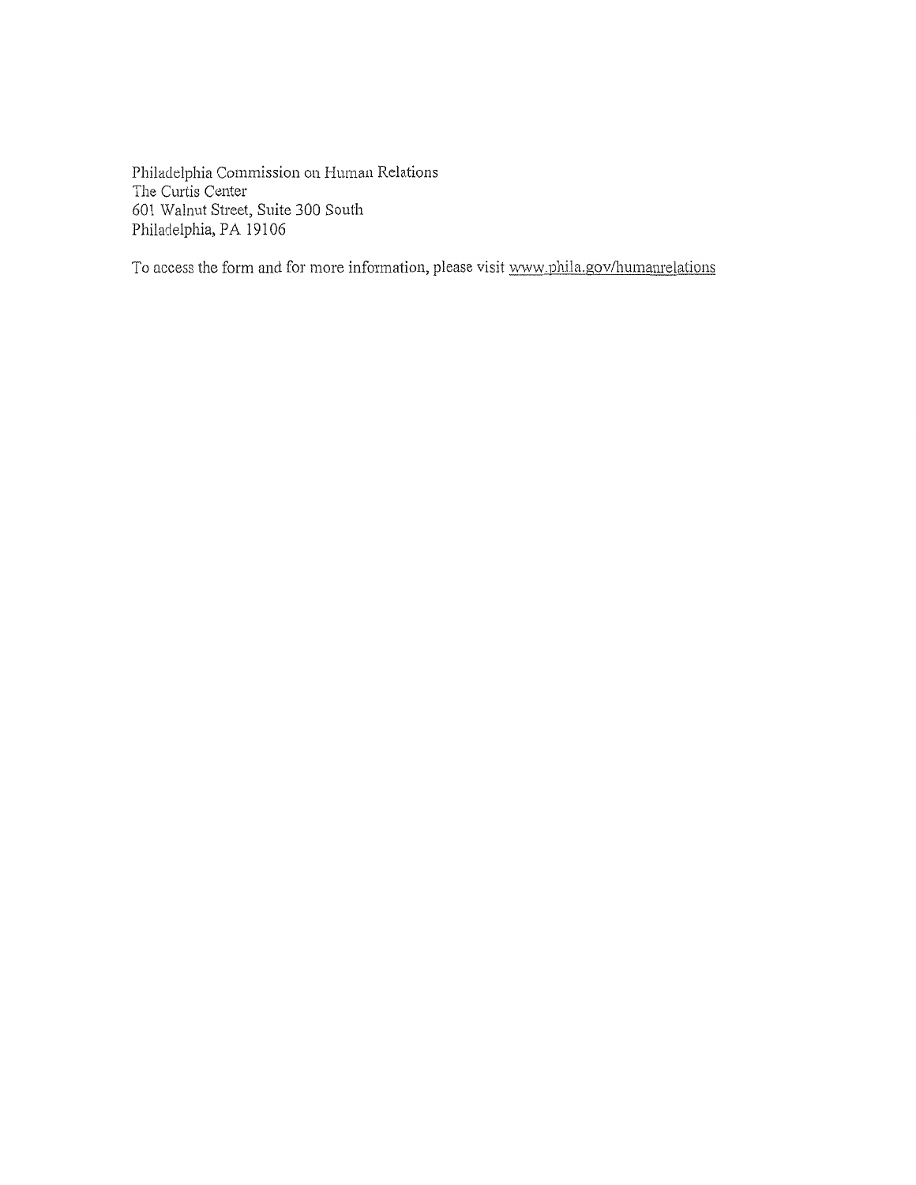Philadelphia Commission on Human Relations
The Curtis Center
601 Walnut Street, Suite 300 South
Philadelphia, PA 19106

To access the form and for more information, please visit www.phila.gov/humanrelations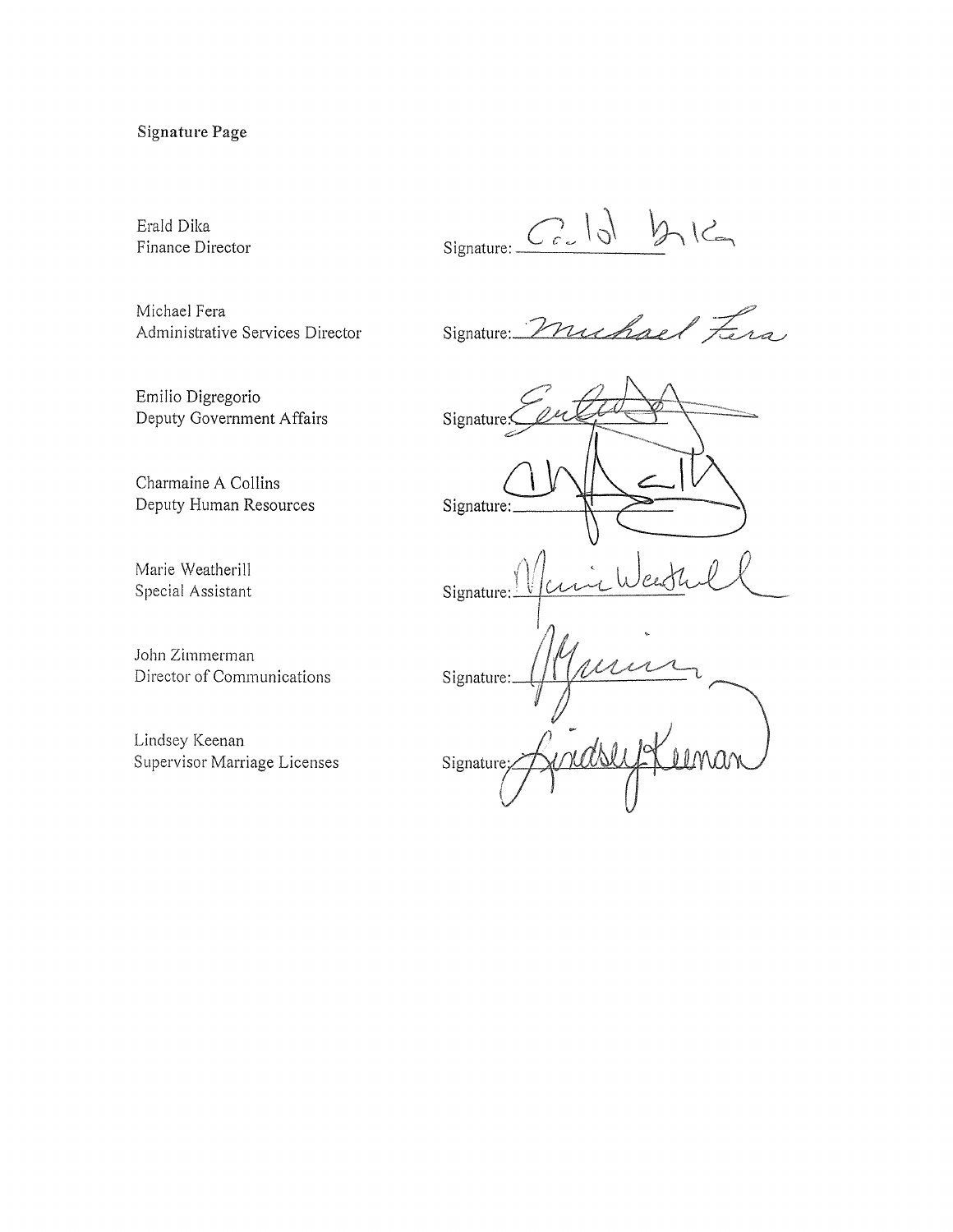**Signature Page**

Erald Dika
Finance Director

Signature: ____________

Michael Fera
Administrative Services Director

Signature: ____________

Emilio Digregorio
Deputy Government Affairs

Signature: ____________

Charmaine A Collins
Deputy Human Resources

Signature: ____________

Marie Weatherill
Special Assistant

Signature: ____________

John Zimmerman
Director of Communications

Signature: ____________

Lindsey Keenan
Supervisor Marriage Licenses

Signature: ____________